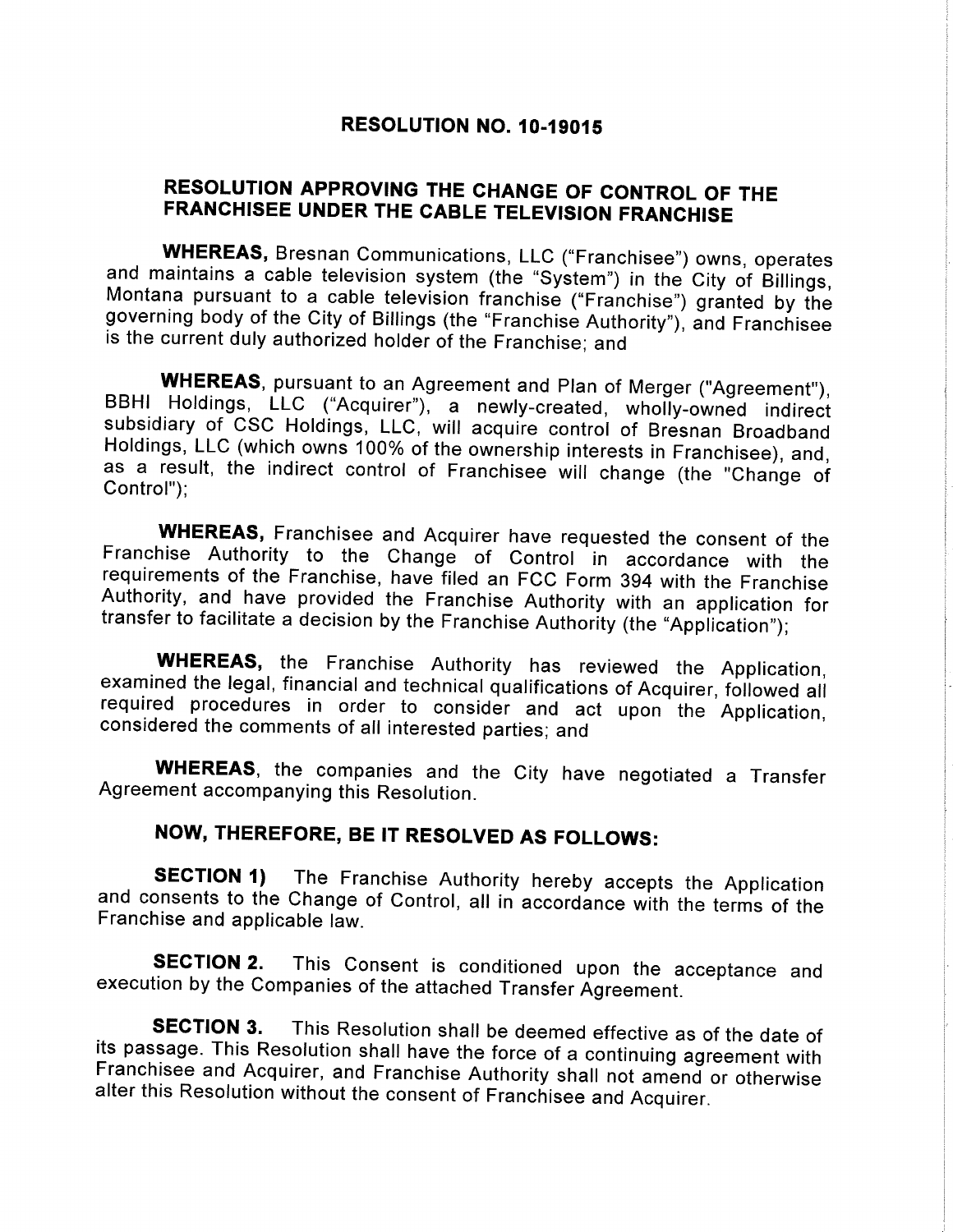# RESOLUTION NO. 10-19015

## RESOLUTION APPROVING THE CHANGE OF CONTROL OF THE FRANCHISEE UNDER THE CABLE TELEVISION FRANCHISE

**WHEREAS,** Bresnan Communications, LLC ("Franchisee") owns, operates and maintains a cable television system (the "System") in the City of Billings, Montana pursuant to a cable television franchise ("Franchise") granted by the governing body of the City of Billings (the "Franchise Authority"), and Franchisee is the current duly authorized holder of the Franchise; and

**WHEREAS**, pursuant to an Agreement and Plan of Merger ("Agreement"), BBHI Holdings, LLC ("Acquirer"), a newly-created, wholly-owned indirect subsidiary of CSC Holdings, LLC, will acquire control of Bresnan Broadband Holdings, LLC (which owns 100% of the ownership interests in Franchisee), and, as a result, the indirect control of Franchisee will change (the "Change of Control");

**WHEREAS,** Franchisee and Acquirer have requested the consent of the Franchise Authority to the Change of Control in accordance with the requirements of the Franchise, have filed an FCC Form 394 with the Franchise Authority, and have provided the Franchise Authority with an application for transfer to facilitate a decision by the Franchise Authority (the "Application");

**WHEREAS,** the Franchise Authority has reviewed the Application, examined the legal, financial and technical qualifications of Acquirer, followed all required procedures in order to consider and act upon the Application, considered the comments of all interested parties; and

**WHEREAS**, the companies and the City have negotiated a Transfer Agreement accompanying this Resolution.

## NOW, THEREFORE, BE IT RESOLVED AS FOLLOWS:

**SECTION 1)** The Franchise Authority hereby accepts the Application and consents to the Change of Control, all in accordance with the terms of the Franchise and applicable law.

**SECTION 2.** This Consent is conditioned upon the acceptance and execution by the Companies of the attached Transfer Agreement.

**SECTION 3.** This Resolution shall be deemed effective as of the date of its passage. This Resolution shall have the force of a continuing agreement with Franchisee and Acquirer, and Franchise Authority shall not amend or otherwise alter this Resolution without the consent of Franchisee and Acquirer.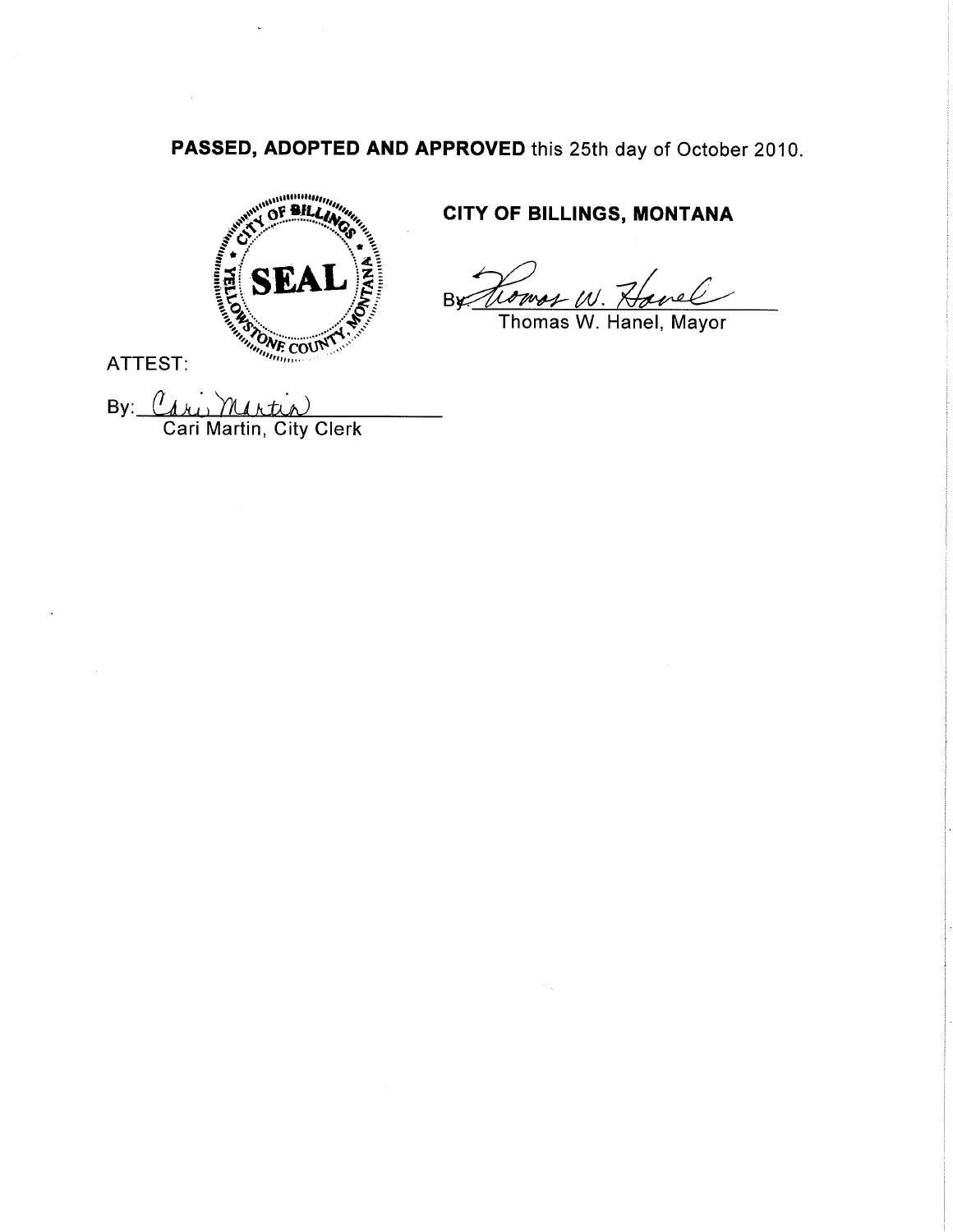**PASSED, ADOPTED AND APPROVED** this 25th day of October 2010.

SEAL

CITY OF BILLINGS, YELLOWSTONE COUNTY, MONTANA

**CITY OF BILLINGS, MONTANA**

By: Thomas W. Hanel
Thomas W. Hanel, Mayor

ATTEST:

By: Cari Martin
Cari Martin, City Clerk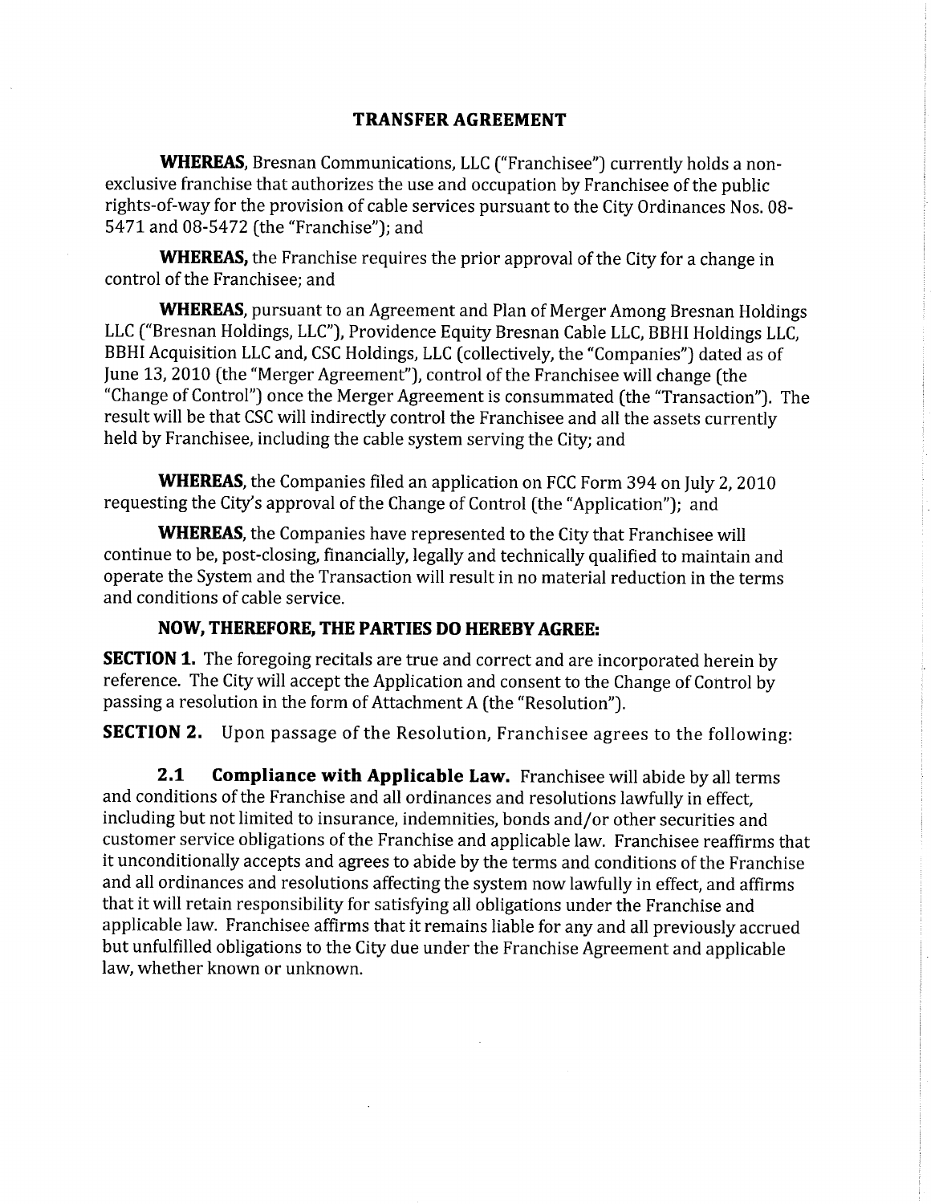## TRANSFER AGREEMENT

**WHEREAS,** Bresnan Communications, LLC ("Franchisee") currently holds a non-exclusive franchise that authorizes the use and occupation by Franchisee of the public rights-of-way for the provision of cable services pursuant to the City Ordinances Nos. 08-5471 and 08-5472 (the "Franchise"); and

**WHEREAS,** the Franchise requires the prior approval of the City for a change in control of the Franchisee; and

**WHEREAS,** pursuant to an Agreement and Plan of Merger Among Bresnan Holdings LLC ("Bresnan Holdings, LLC"), Providence Equity Bresnan Cable LLC, BBHI Holdings LLC, BBHI Acquisition LLC and, CSC Holdings, LLC (collectively, the "Companies") dated as of June 13, 2010 (the "Merger Agreement"), control of the Franchisee will change (the "Change of Control") once the Merger Agreement is consummated (the "Transaction"). The result will be that CSC will indirectly control the Franchisee and all the assets currently held by Franchisee, including the cable system serving the City; and

**WHEREAS,** the Companies filed an application on FCC Form 394 on July 2, 2010 requesting the City's approval of the Change of Control (the "Application"); and

**WHEREAS,** the Companies have represented to the City that Franchisee will continue to be, post-closing, financially, legally and technically qualified to maintain and operate the System and the Transaction will result in no material reduction in the terms and conditions of cable service.

**NOW, THEREFORE, THE PARTIES DO HEREBY AGREE:**

**SECTION 1.** The foregoing recitals are true and correct and are incorporated herein by reference. The City will accept the Application and consent to the Change of Control by passing a resolution in the form of Attachment A (the "Resolution").

**SECTION 2.** Upon passage of the Resolution, Franchisee agrees to the following:

**2.1 Compliance with Applicable Law.** Franchisee will abide by all terms and conditions of the Franchise and all ordinances and resolutions lawfully in effect, including but not limited to insurance, indemnities, bonds and/or other securities and customer service obligations of the Franchise and applicable law. Franchisee reaffirms that it unconditionally accepts and agrees to abide by the terms and conditions of the Franchise and all ordinances and resolutions affecting the system now lawfully in effect, and affirms that it will retain responsibility for satisfying all obligations under the Franchise and applicable law. Franchisee affirms that it remains liable for any and all previously accrued but unfulfilled obligations to the City due under the Franchise Agreement and applicable law, whether known or unknown.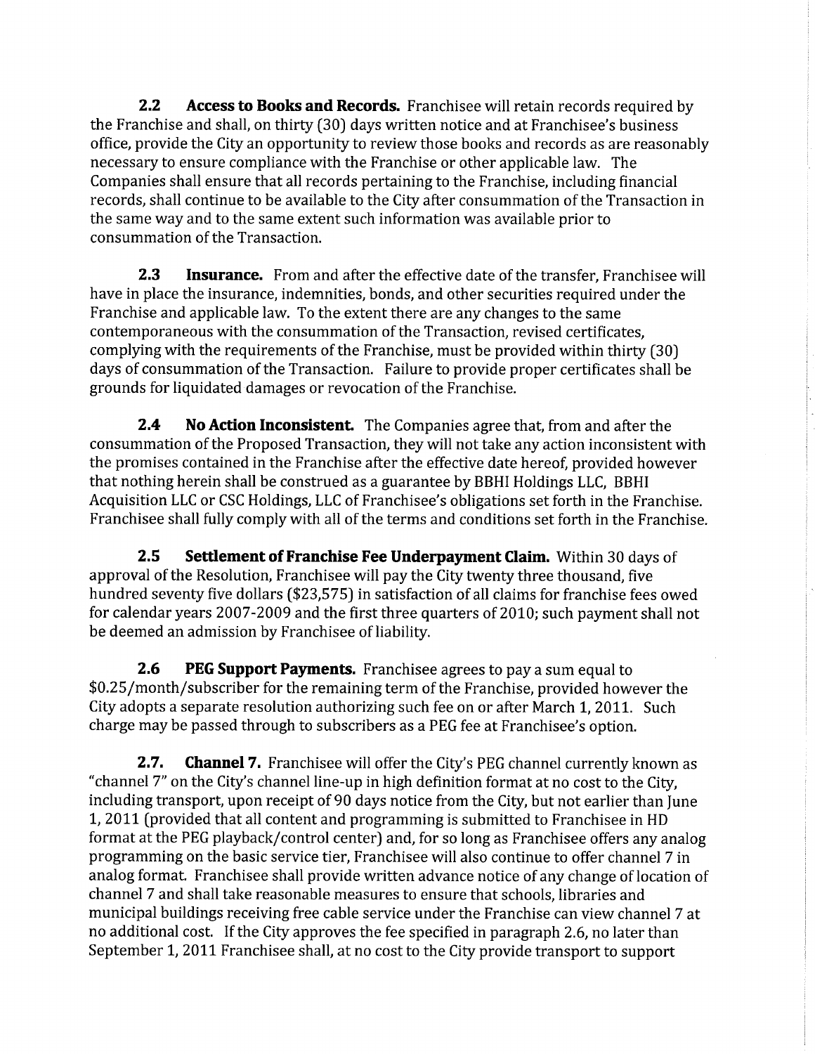**2.2 Access to Books and Records.** Franchisee will retain records required by the Franchise and shall, on thirty (30) days written notice and at Franchisee's business office, provide the City an opportunity to review those books and records as are reasonably necessary to ensure compliance with the Franchise or other applicable law. The Companies shall ensure that all records pertaining to the Franchise, including financial records, shall continue to be available to the City after consummation of the Transaction in the same way and to the same extent such information was available prior to consummation of the Transaction.

**2.3 Insurance.** From and after the effective date of the transfer, Franchisee will have in place the insurance, indemnities, bonds, and other securities required under the Franchise and applicable law. To the extent there are any changes to the same contemporaneous with the consummation of the Transaction, revised certificates, complying with the requirements of the Franchise, must be provided within thirty (30) days of consummation of the Transaction. Failure to provide proper certificates shall be grounds for liquidated damages or revocation of the Franchise.

**2.4 No Action Inconsistent.** The Companies agree that, from and after the consummation of the Proposed Transaction, they will not take any action inconsistent with the promises contained in the Franchise after the effective date hereof, provided however that nothing herein shall be construed as a guarantee by BBHI Holdings LLC, BBHI Acquisition LLC or CSC Holdings, LLC of Franchisee's obligations set forth in the Franchise. Franchisee shall fully comply with all of the terms and conditions set forth in the Franchise.

**2.5 Settlement of Franchise Fee Underpayment Claim.** Within 30 days of approval of the Resolution, Franchisee will pay the City twenty three thousand, five hundred seventy five dollars ($23,575) in satisfaction of all claims for franchise fees owed for calendar years 2007-2009 and the first three quarters of 2010; such payment shall not be deemed an admission by Franchisee of liability.

**2.6 PEG Support Payments.** Franchisee agrees to pay a sum equal to $0.25/month/subscriber for the remaining term of the Franchise, provided however the City adopts a separate resolution authorizing such fee on or after March 1, 2011. Such charge may be passed through to subscribers as a PEG fee at Franchisee's option.

**2.7. Channel 7.** Franchisee will offer the City's PEG channel currently known as "channel 7" on the City's channel line-up in high definition format at no cost to the City, including transport, upon receipt of 90 days notice from the City, but not earlier than June 1, 2011 (provided that all content and programming is submitted to Franchisee in HD format at the PEG playback/control center) and, for so long as Franchisee offers any analog programming on the basic service tier, Franchisee will also continue to offer channel 7 in analog format. Franchisee shall provide written advance notice of any change of location of channel 7 and shall take reasonable measures to ensure that schools, libraries and municipal buildings receiving free cable service under the Franchise can view channel 7 at no additional cost. If the City approves the fee specified in paragraph 2.6, no later than September 1, 2011 Franchisee shall, at no cost to the City provide transport to support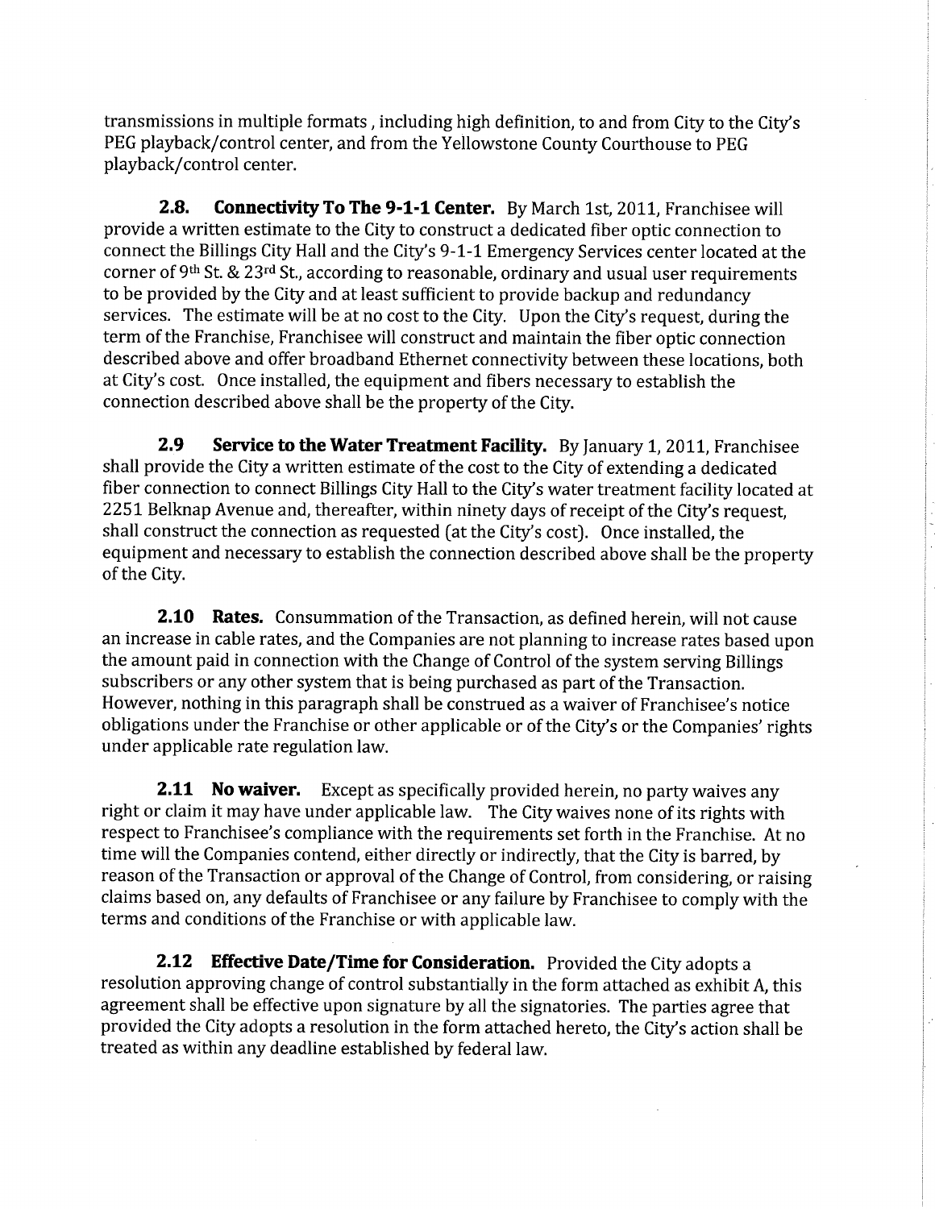transmissions in multiple formats , including high definition, to and from City to the City's PEG playback/control center, and from the Yellowstone County Courthouse to PEG playback/control center.

**2.8. Connectivity To The 9-1-1 Center.** By March 1st, 2011, Franchisee will provide a written estimate to the City to construct a dedicated fiber optic connection to connect the Billings City Hall and the City's 9-1-1 Emergency Services center located at the corner of 9th St. & 23rd St., according to reasonable, ordinary and usual user requirements to be provided by the City and at least sufficient to provide backup and redundancy services. The estimate will be at no cost to the City. Upon the City's request, during the term of the Franchise, Franchisee will construct and maintain the fiber optic connection described above and offer broadband Ethernet connectivity between these locations, both at City's cost. Once installed, the equipment and fibers necessary to establish the connection described above shall be the property of the City.

**2.9 Service to the Water Treatment Facility.** By January 1, 2011, Franchisee shall provide the City a written estimate of the cost to the City of extending a dedicated fiber connection to connect Billings City Hall to the City's water treatment facility located at 2251 Belknap Avenue and, thereafter, within ninety days of receipt of the City's request, shall construct the connection as requested (at the City's cost). Once installed, the equipment and necessary to establish the connection described above shall be the property of the City.

**2.10 Rates.** Consummation of the Transaction, as defined herein, will not cause an increase in cable rates, and the Companies are not planning to increase rates based upon the amount paid in connection with the Change of Control of the system serving Billings subscribers or any other system that is being purchased as part of the Transaction. However, nothing in this paragraph shall be construed as a waiver of Franchisee's notice obligations under the Franchise or other applicable or of the City's or the Companies' rights under applicable rate regulation law.

**2.11 No waiver.** Except as specifically provided herein, no party waives any right or claim it may have under applicable law. The City waives none of its rights with respect to Franchisee's compliance with the requirements set forth in the Franchise. At no time will the Companies contend, either directly or indirectly, that the City is barred, by reason of the Transaction or approval of the Change of Control, from considering, or raising claims based on, any defaults of Franchisee or any failure by Franchisee to comply with the terms and conditions of the Franchise or with applicable law.

**2.12 Effective Date/Time for Consideration.** Provided the City adopts a resolution approving change of control substantially in the form attached as exhibit A, this agreement shall be effective upon signature by all the signatories. The parties agree that provided the City adopts a resolution in the form attached hereto, the City's action shall be treated as within any deadline established by federal law.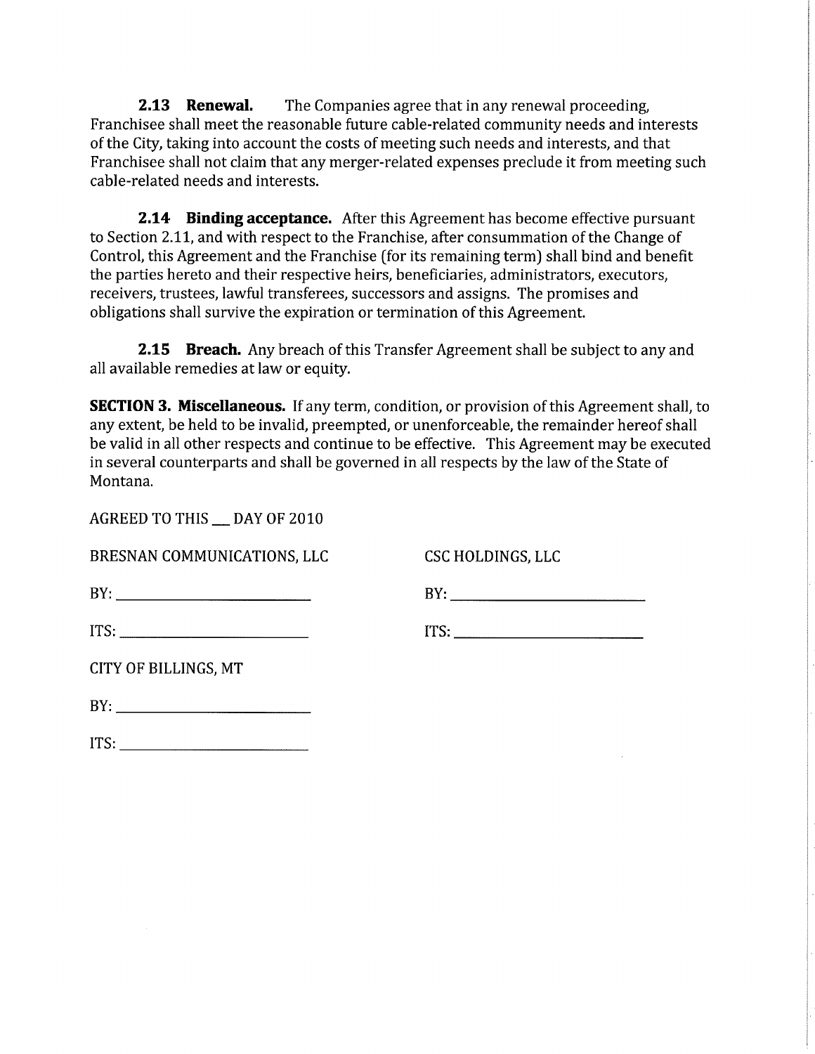**2.13 Renewal.** The Companies agree that in any renewal proceeding, Franchisee shall meet the reasonable future cable-related community needs and interests of the City, taking into account the costs of meeting such needs and interests, and that Franchisee shall not claim that any merger-related expenses preclude it from meeting such cable-related needs and interests.

**2.14 Binding acceptance.** After this Agreement has become effective pursuant to Section 2.11, and with respect to the Franchise, after consummation of the Change of Control, this Agreement and the Franchise (for its remaining term) shall bind and benefit the parties hereto and their respective heirs, beneficiaries, administrators, executors, receivers, trustees, lawful transferees, successors and assigns. The promises and obligations shall survive the expiration or termination of this Agreement.

**2.15 Breach.** Any breach of this Transfer Agreement shall be subject to any and all available remedies at law or equity.

**SECTION 3. Miscellaneous.** If any term, condition, or provision of this Agreement shall, to any extent, be held to be invalid, preempted, or unenforceable, the remainder hereof shall be valid in all other respects and continue to be effective. This Agreement may be executed in several counterparts and shall be governed in all respects by the law of the State of Montana.

AGREED TO THIS ___ DAY OF 2010

BRESNAN COMMUNICATIONS, LLC

BY: ____________________________

ITS: ____________________________

CSC HOLDINGS, LLC

BY: ____________________________

ITS: ____________________________

CITY OF BILLINGS, MT

BY: ____________________________

ITS: ____________________________